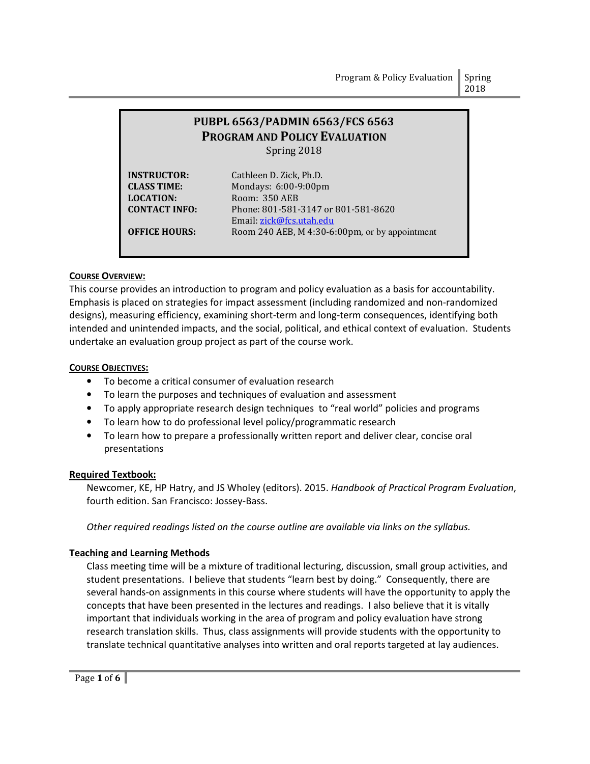# PUBPL 6563/PADMIN 6563/FCS 6563
# PROGRAM AND POLICY EVALUATION

Spring 2018

| | |
|---|---|
| **INSTRUCTOR:** | Cathleen D. Zick, Ph.D. |
| **CLASS TIME:** | Mondays: 6:00-9:00pm |
| **LOCATION:** | Room: 350 AEB |
| **CONTACT INFO:** | Phone: 801-581-3147 or 801-581-8620<br>Email: zick@fcs.utah.edu |
| **OFFICE HOURS:** | Room 240 AEB, M 4:30-6:00pm, or by appointment |

## COURSE OVERVIEW:

This course provides an introduction to program and policy evaluation as a basis for accountability. Emphasis is placed on strategies for impact assessment (including randomized and non-randomized designs), measuring efficiency, examining short-term and long-term consequences, identifying both intended and unintended impacts, and the social, political, and ethical context of evaluation. Students undertake an evaluation group project as part of the course work.

## COURSE OBJECTIVES:

- To become a critical consumer of evaluation research
- To learn the purposes and techniques of evaluation and assessment
- To apply appropriate research design techniques to "real world" policies and programs
- To learn how to do professional level policy/programmatic research
- To learn how to prepare a professionally written report and deliver clear, concise oral presentations

## Required Textbook:

Newcomer, KE, HP Hatry, and JS Wholey (editors). 2015. *Handbook of Practical Program Evaluation*, fourth edition. San Francisco: Jossey-Bass.

*Other required readings listed on the course outline are available via links on the syllabus.*

## Teaching and Learning Methods

Class meeting time will be a mixture of traditional lecturing, discussion, small group activities, and student presentations. I believe that students "learn best by doing." Consequently, there are several hands-on assignments in this course where students will have the opportunity to apply the concepts that have been presented in the lectures and readings. I also believe that it is vitally important that individuals working in the area of program and policy evaluation have strong research translation skills. Thus, class assignments will provide students with the opportunity to translate technical quantitative analyses into written and oral reports targeted at lay audiences.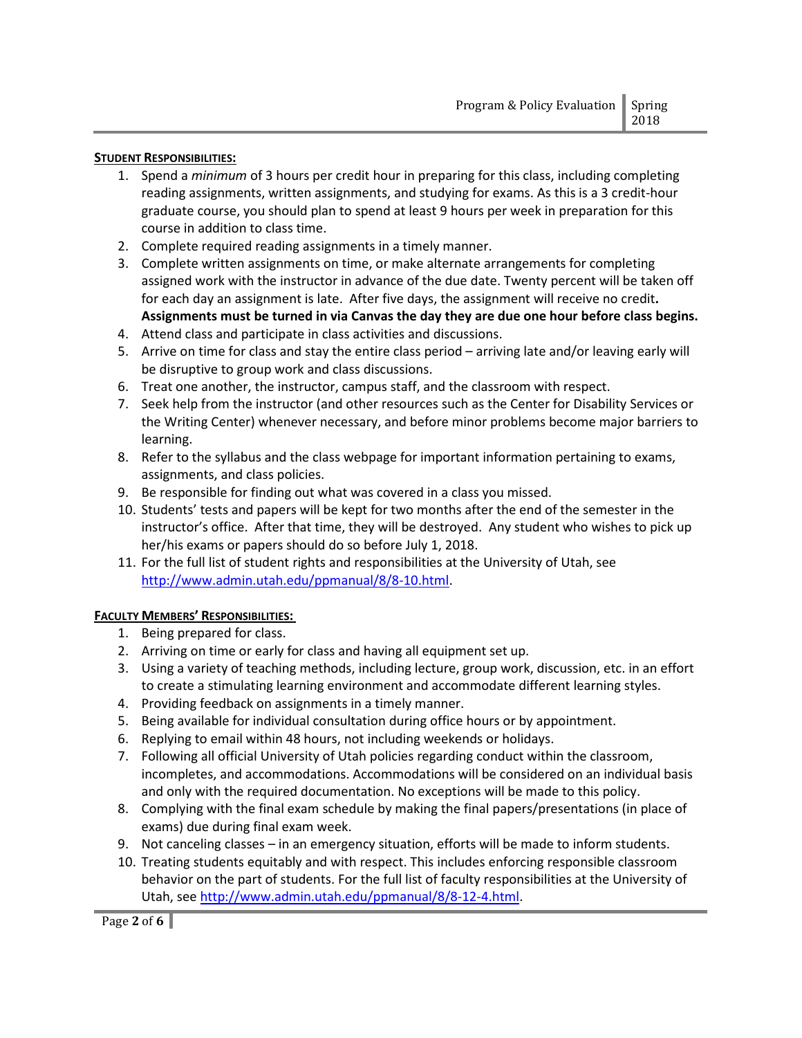**<u>STUDENT RESPONSIBILITIES:</u>**

1. Spend a *minimum* of 3 hours per credit hour in preparing for this class, including completing reading assignments, written assignments, and studying for exams. As this is a 3 credit-hour graduate course, you should plan to spend at least 9 hours per week in preparation for this course in addition to class time.
2. Complete required reading assignments in a timely manner.
3. Complete written assignments on time, or make alternate arrangements for completing assigned work with the instructor in advance of the due date. Twenty percent will be taken off for each day an assignment is late. After five days, the assignment will receive no credit. **Assignments must be turned in via Canvas the day they are due one hour before class begins.**
4. Attend class and participate in class activities and discussions.
5. Arrive on time for class and stay the entire class period – arriving late and/or leaving early will be disruptive to group work and class discussions.
6. Treat one another, the instructor, campus staff, and the classroom with respect.
7. Seek help from the instructor (and other resources such as the Center for Disability Services or the Writing Center) whenever necessary, and before minor problems become major barriers to learning.
8. Refer to the syllabus and the class webpage for important information pertaining to exams, assignments, and class policies.
9. Be responsible for finding out what was covered in a class you missed.
10. Students' tests and papers will be kept for two months after the end of the semester in the instructor's office. After that time, they will be destroyed. Any student who wishes to pick up her/his exams or papers should do so before July 1, 2018.
11. For the full list of student rights and responsibilities at the University of Utah, see [http://www.admin.utah.edu/ppmanual/8/8-10.html](http://www.admin.utah.edu/ppmanual/8/8-10.html).

**<u>FACULTY MEMBERS' RESPONSIBILITIES:</u>**

1. Being prepared for class.
2. Arriving on time or early for class and having all equipment set up.
3. Using a variety of teaching methods, including lecture, group work, discussion, etc. in an effort to create a stimulating learning environment and accommodate different learning styles.
4. Providing feedback on assignments in a timely manner.
5. Being available for individual consultation during office hours or by appointment.
6. Replying to email within 48 hours, not including weekends or holidays.
7. Following all official University of Utah policies regarding conduct within the classroom, incompletes, and accommodations. Accommodations will be considered on an individual basis and only with the required documentation. No exceptions will be made to this policy.
8. Complying with the final exam schedule by making the final papers/presentations (in place of exams) due during final exam week.
9. Not canceling classes – in an emergency situation, efforts will be made to inform students.
10. Treating students equitably and with respect. This includes enforcing responsible classroom behavior on the part of students. For the full list of faculty responsibilities at the University of Utah, see [http://www.admin.utah.edu/ppmanual/8/8-12-4.html](http://www.admin.utah.edu/ppmanual/8/8-12-4.html).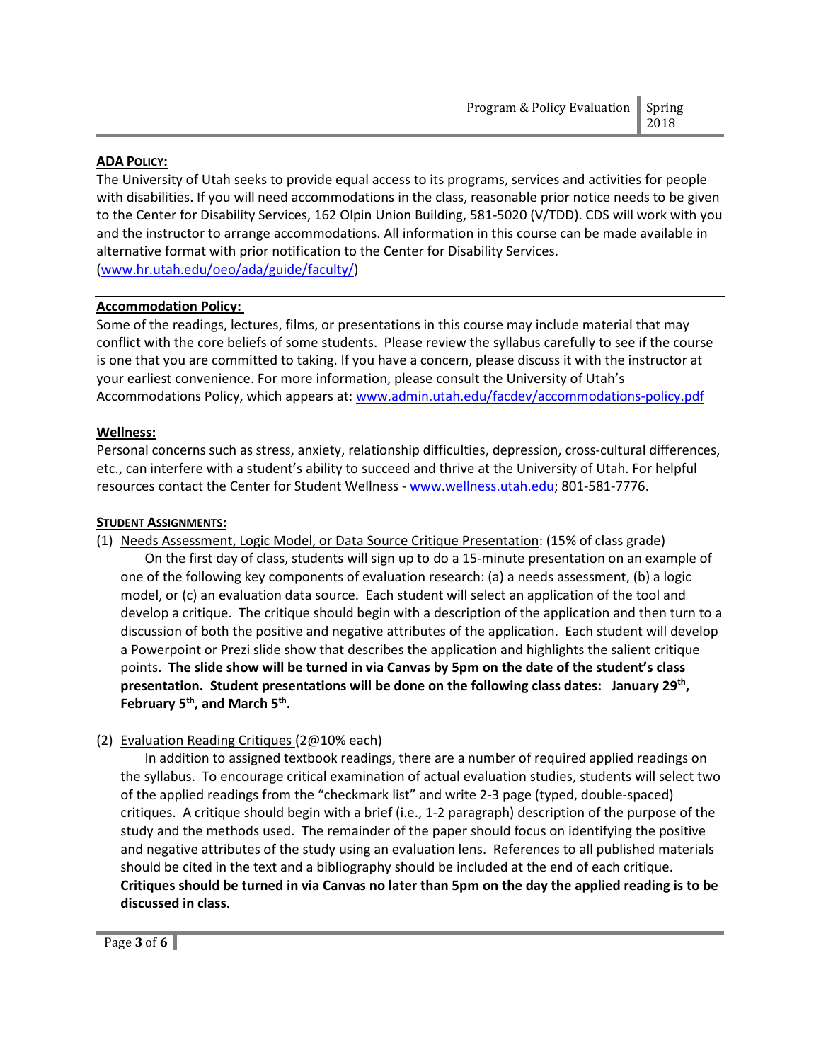**ADA POLICY:**

The University of Utah seeks to provide equal access to its programs, services and activities for people with disabilities. If you will need accommodations in the class, reasonable prior notice needs to be given to the Center for Disability Services, 162 Olpin Union Building, 581-5020 (V/TDD). CDS will work with you and the instructor to arrange accommodations. All information in this course can be made available in alternative format with prior notification to the Center for Disability Services. (www.hr.utah.edu/oeo/ada/guide/faculty/)

---

**Accommodation Policy:**

Some of the readings, lectures, films, or presentations in this course may include material that may conflict with the core beliefs of some students. Please review the syllabus carefully to see if the course is one that you are committed to taking. If you have a concern, please discuss it with the instructor at your earliest convenience. For more information, please consult the University of Utah's Accommodations Policy, which appears at: www.admin.utah.edu/facdev/accommodations-policy.pdf

**Wellness:**

Personal concerns such as stress, anxiety, relationship difficulties, depression, cross-cultural differences, etc., can interfere with a student's ability to succeed and thrive at the University of Utah. For helpful resources contact the Center for Student Wellness - www.wellness.utah.edu; 801-581-7776.

**STUDENT ASSIGNMENTS:**

(1) Needs Assessment, Logic Model, or Data Source Critique Presentation: (15% of class grade)

On the first day of class, students will sign up to do a 15-minute presentation on an example of one of the following key components of evaluation research: (a) a needs assessment, (b) a logic model, or (c) an evaluation data source. Each student will select an application of the tool and develop a critique. The critique should begin with a description of the application and then turn to a discussion of both the positive and negative attributes of the application. Each student will develop a Powerpoint or Prezi slide show that describes the application and highlights the salient critique points. **The slide show will be turned in via Canvas by 5pm on the date of the student's class presentation. Student presentations will be done on the following class dates: January 29th, February 5th, and March 5th.**

(2) Evaluation Reading Critiques (2@10% each)

In addition to assigned textbook readings, there are a number of required applied readings on the syllabus. To encourage critical examination of actual evaluation studies, students will select two of the applied readings from the "checkmark list" and write 2-3 page (typed, double-spaced) critiques. A critique should begin with a brief (i.e., 1-2 paragraph) description of the purpose of the study and the methods used. The remainder of the paper should focus on identifying the positive and negative attributes of the study using an evaluation lens. References to all published materials should be cited in the text and a bibliography should be included at the end of each critique. **Critiques should be turned in via Canvas no later than 5pm on the day the applied reading is to be discussed in class.**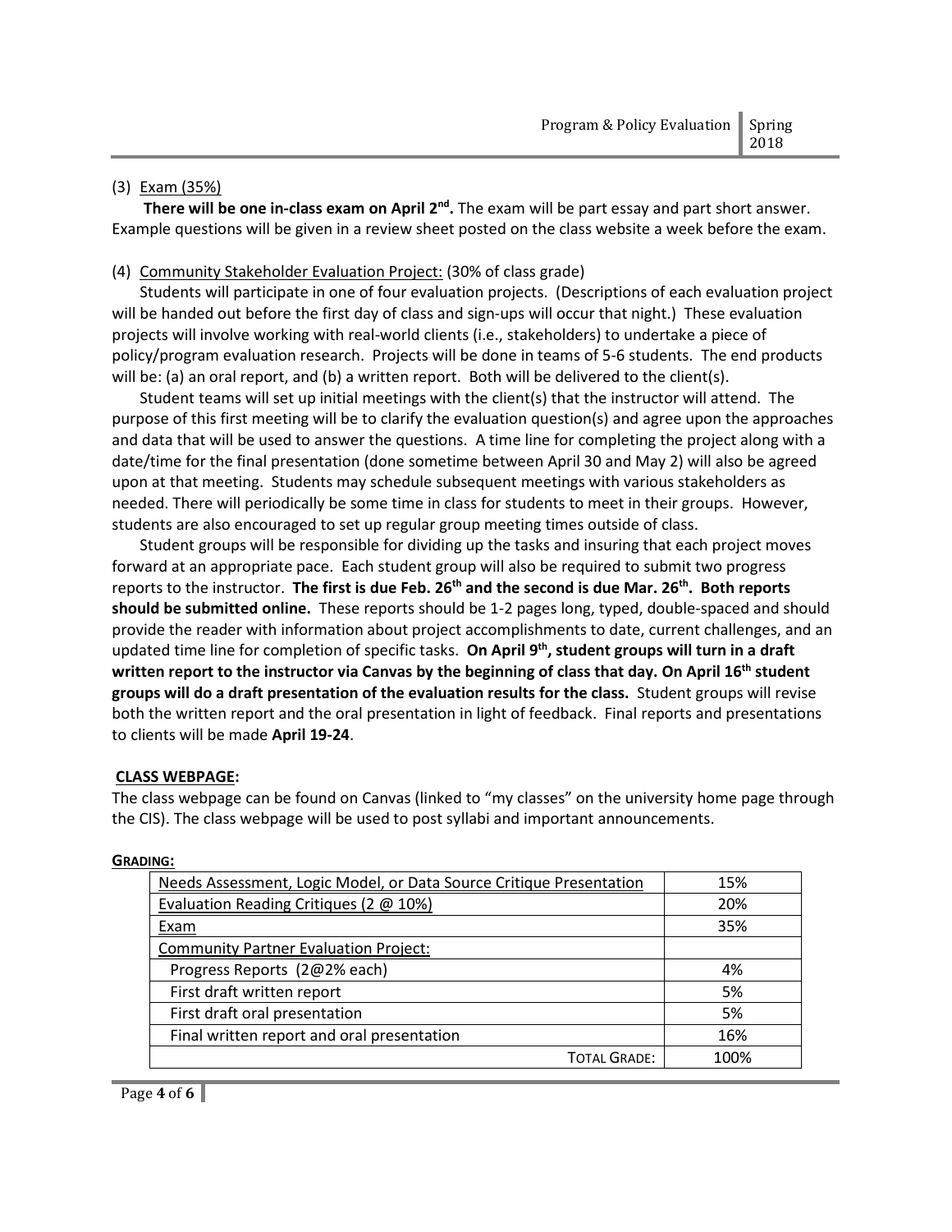(3) <u>Exam (35%)</u>

**There will be one in-class exam on April 2nd.** The exam will be part essay and part short answer. Example questions will be given in a review sheet posted on the class website a week before the exam.

(4) <u>Community Stakeholder Evaluation Project:</u> (30% of class grade)

Students will participate in one of four evaluation projects. (Descriptions of each evaluation project will be handed out before the first day of class and sign-ups will occur that night.) These evaluation projects will involve working with real-world clients (i.e., stakeholders) to undertake a piece of policy/program evaluation research. Projects will be done in teams of 5-6 students. The end products will be: (a) an oral report, and (b) a written report. Both will be delivered to the client(s).

Student teams will set up initial meetings with the client(s) that the instructor will attend. The purpose of this first meeting will be to clarify the evaluation question(s) and agree upon the approaches and data that will be used to answer the questions. A time line for completing the project along with a date/time for the final presentation (done sometime between April 30 and May 2) will also be agreed upon at that meeting. Students may schedule subsequent meetings with various stakeholders as needed. There will periodically be some time in class for students to meet in their groups. However, students are also encouraged to set up regular group meeting times outside of class.

Student groups will be responsible for dividing up the tasks and insuring that each project moves forward at an appropriate pace. Each student group will also be required to submit two progress reports to the instructor. **The first is due Feb. 26th and the second is due Mar. 26th. Both reports should be submitted online.** These reports should be 1-2 pages long, typed, double-spaced and should provide the reader with information about project accomplishments to date, current challenges, and an updated time line for completion of specific tasks. **On April 9th, student groups will turn in a draft written report to the instructor via Canvas by the beginning of class that day. On April 16th student groups will do a draft presentation of the evaluation results for the class.** Student groups will revise both the written report and the oral presentation in light of feedback. Final reports and presentations to clients will be made **April 19-24**.

**<u>CLASS WEBPAGE</u>:**

The class webpage can be found on Canvas (linked to "my classes" on the university home page through the CIS). The class webpage will be used to post syllabi and important announcements.

**<u>GRADING:</u>**

| Item | Weight |
|---|---|
| Needs Assessment, Logic Model, or Data Source Critique Presentation | 15% |
| Evaluation Reading Critiques (2 @ 10%) | 20% |
| Exam | 35% |
| Community Partner Evaluation Project: | |
| Progress Reports (2@2% each) | 4% |
| First draft written report | 5% |
| First draft oral presentation | 5% |
| Final written report and oral presentation | 16% |
| TOTAL GRADE: | 100% |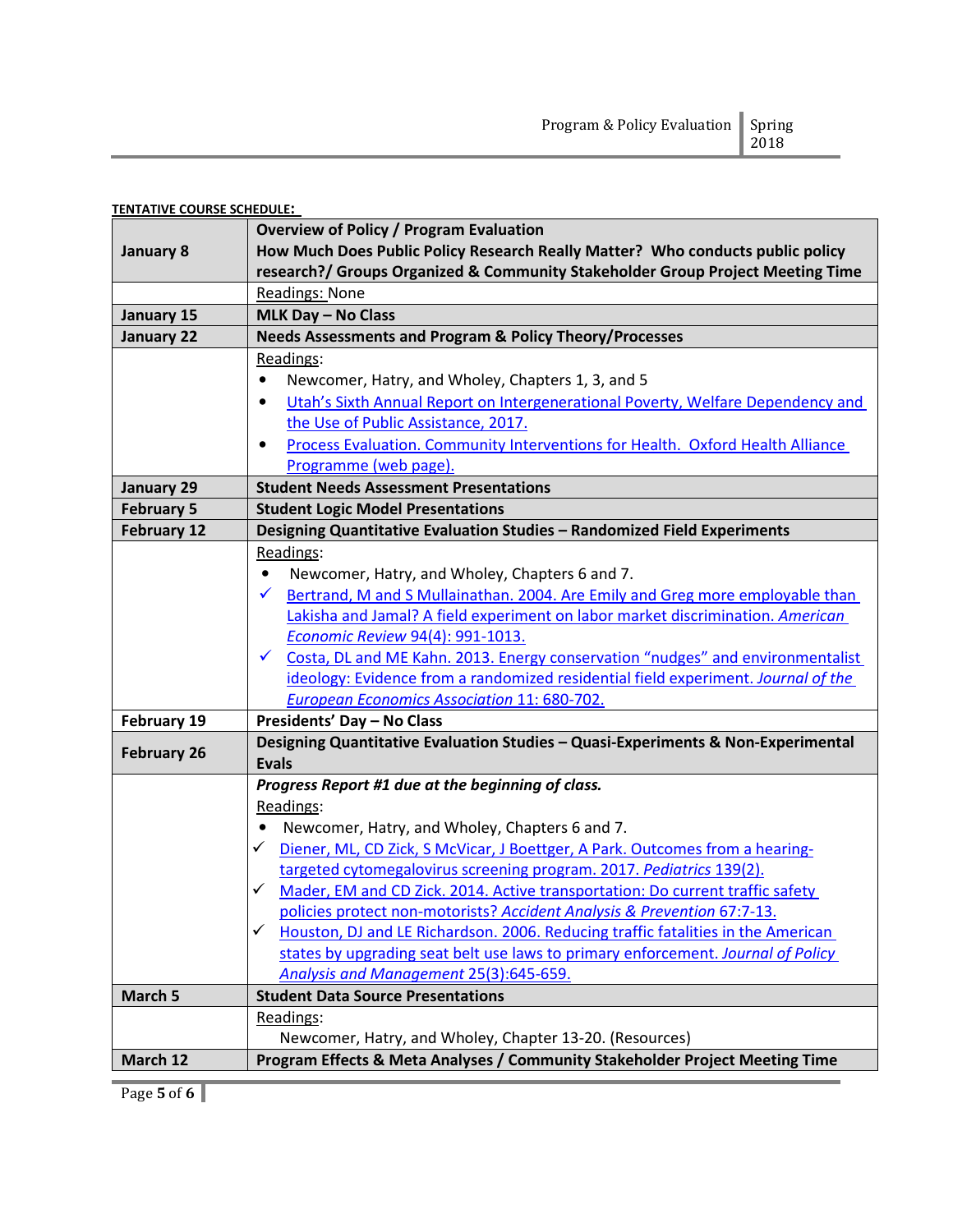**TENTATIVE COURSE SCHEDULE:**

| January 8 | **Overview of Policy / Program Evaluation**<br>**How Much Does Public Policy Research Really Matter? Who conducts public policy research?/ Groups Organized & Community Stakeholder Group Project Meeting Time** |
|---|---|
| | Readings: None |
| **January 15** | **MLK Day – No Class** |
| **January 22** | **Needs Assessments and Program & Policy Theory/Processes** |
| | Readings:<br>• Newcomer, Hatry, and Wholey, Chapters 1, 3, and 5<br>• Utah's Sixth Annual Report on Intergenerational Poverty, Welfare Dependency and the Use of Public Assistance, 2017.<br>• Process Evaluation. Community Interventions for Health. Oxford Health Alliance Programme (web page). |
| **January 29** | **Student Needs Assessment Presentations** |
| **February 5** | **Student Logic Model Presentations** |
| **February 12** | **Designing Quantitative Evaluation Studies – Randomized Field Experiments** |
| | Readings:<br>• Newcomer, Hatry, and Wholey, Chapters 6 and 7.<br>✓ Bertrand, M and S Mullainathan. 2004. Are Emily and Greg more employable than Lakisha and Jamal? A field experiment on labor market discrimination. *American Economic Review* 94(4): 991-1013.<br>✓ Costa, DL and ME Kahn. 2013. Energy conservation "nudges" and environmentalist ideology: Evidence from a randomized residential field experiment. *Journal of the European Economics Association* 11: 680-702. |
| **February 19** | **Presidents' Day – No Class** |
| **February 26** | **Designing Quantitative Evaluation Studies – Quasi-Experiments & Non-Experimental Evals** |
| | ***Progress Report #1 due at the beginning of class.***<br>Readings:<br>• Newcomer, Hatry, and Wholey, Chapters 6 and 7.<br>✓ Diener, ML, CD Zick, S McVicar, J Boettger, A Park. Outcomes from a hearing-targeted cytomegalovirus screening program. 2017. *Pediatrics* 139(2).<br>✓ Mader, EM and CD Zick. 2014. Active transportation: Do current traffic safety policies protect non-motorists? *Accident Analysis & Prevention* 67:7-13.<br>✓ Houston, DJ and LE Richardson. 2006. Reducing traffic fatalities in the American states by upgrading seat belt use laws to primary enforcement. *Journal of Policy Analysis and Management* 25(3):645-659. |
| **March 5** | **Student Data Source Presentations** |
| | Readings:<br>Newcomer, Hatry, and Wholey, Chapter 13-20. (Resources) |
| **March 12** | **Program Effects & Meta Analyses / Community Stakeholder Project Meeting Time** |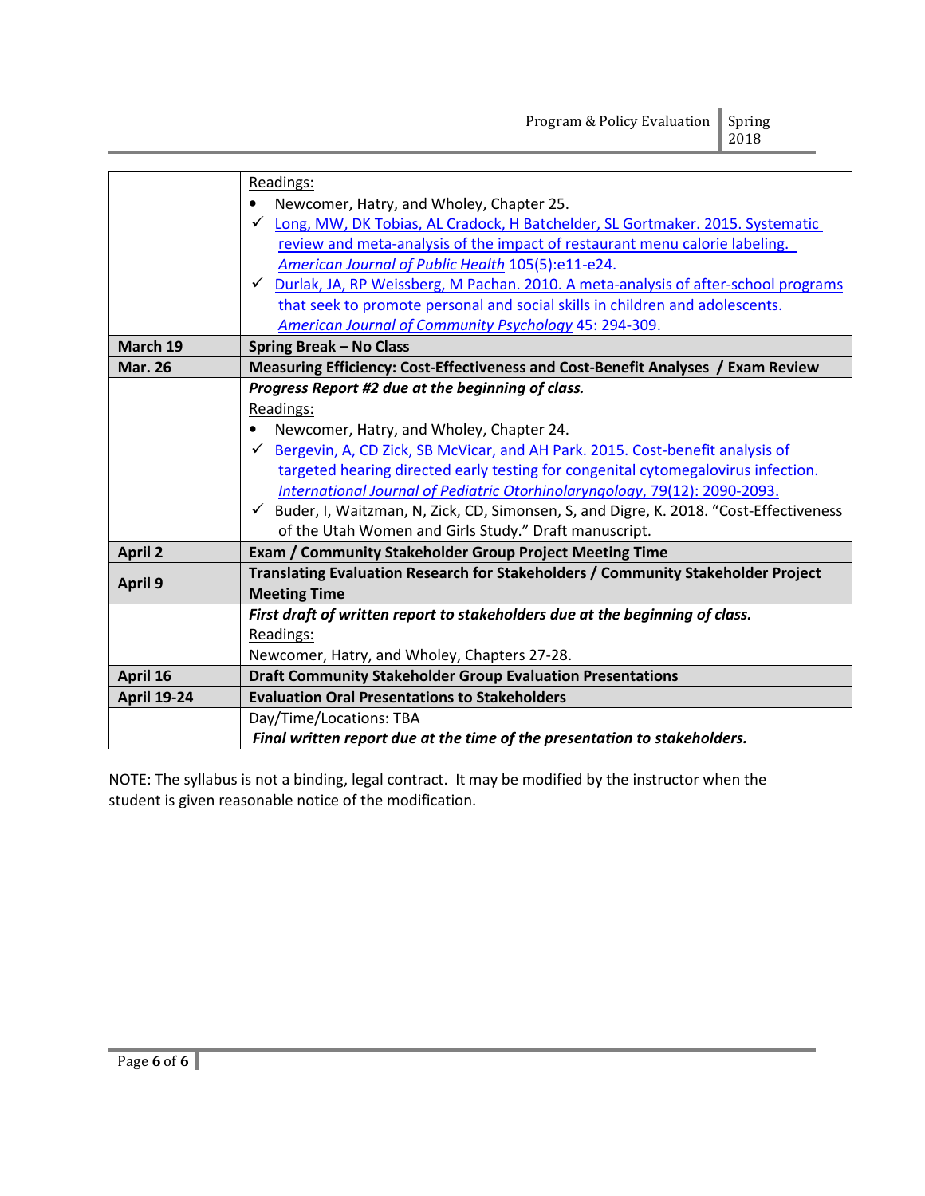| | |
|---|---|
| | Readings:<br>• Newcomer, Hatry, and Wholey, Chapter 25.<br>✓ Long, MW, DK Tobias, AL Cradock, H Batchelder, SL Gortmaker. 2015. Systematic review and meta-analysis of the impact of restaurant menu calorie labeling. *American Journal of Public Health* 105(5):e11-e24.<br>✓ Durlak, JA, RP Weissberg, M Pachan. 2010. A meta-analysis of after-school programs that seek to promote personal and social skills in children and adolescents. *American Journal of Community Psychology* 45: 294-309. |
| **March 19** | **Spring Break – No Class** |
| **Mar. 26** | **Measuring Efficiency: Cost-Effectiveness and Cost-Benefit Analyses / Exam Review** |
| | ***Progress Report #2 due at the beginning of class.***<br>Readings:<br>• Newcomer, Hatry, and Wholey, Chapter 24.<br>✓ Bergevin, A, CD Zick, SB McVicar, and AH Park. 2015. Cost-benefit analysis of targeted hearing directed early testing for congenital cytomegalovirus infection. *International Journal of Pediatric Otorhinolaryngology*, 79(12): 2090-2093.<br>✓ Buder, I, Waitzman, N, Zick, CD, Simonsen, S, and Digre, K. 2018. "Cost-Effectiveness of the Utah Women and Girls Study." Draft manuscript. |
| **April 2** | **Exam / Community Stakeholder Group Project Meeting Time** |
| **April 9** | **Translating Evaluation Research for Stakeholders / Community Stakeholder Project Meeting Time** |
| | ***First draft of written report to stakeholders due at the beginning of class.***<br>Readings:<br>Newcomer, Hatry, and Wholey, Chapters 27-28. |
| **April 16** | **Draft Community Stakeholder Group Evaluation Presentations** |
| **April 19-24** | **Evaluation Oral Presentations to Stakeholders** |
| | Day/Time/Locations: TBA<br>***Final written report due at the time of the presentation to stakeholders.*** |

NOTE: The syllabus is not a binding, legal contract. It may be modified by the instructor when the student is given reasonable notice of the modification.